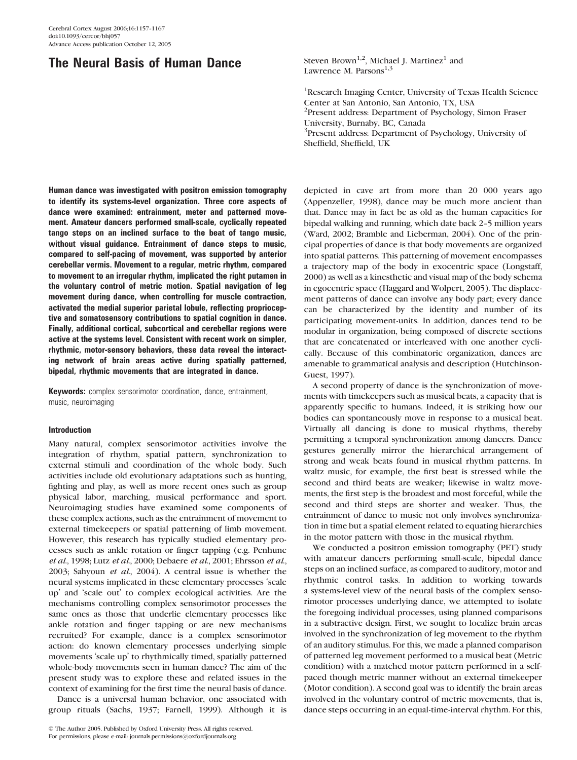# The Neural Basis of Human Dance

Steven Brown[1,2], Michael J. Martinez[1] and Lawrence M. Parsons[1,3]

[1]Research Imaging Center, University of Texas Health Science Center at San Antonio, San Antonio, TX, USA
[2]Present address: Department of Psychology, Simon Fraser University, Burnaby, BC, Canada
[3]Present address: Department of Psychology, University of Sheffield, Sheffield, UK

**Human dance was investigated with positron emission tomography to identify its systems-level organization. Three core aspects of dance were examined: entrainment, meter and patterned movement. Amateur dancers performed small-scale, cyclically repeated tango steps on an inclined surface to the beat of tango music, without visual guidance. Entrainment of dance steps to music, compared to self-pacing of movement, was supported by anterior cerebellar vermis. Movement to a regular, metric rhythm, compared to movement to an irregular rhythm, implicated the right putamen in the voluntary control of metric motion. Spatial navigation of leg movement during dance, when controlling for muscle contraction, activated the medial superior parietal lobule, reflecting proprioceptive and somatosensory contributions to spatial cognition in dance. Finally, additional cortical, subcortical and cerebellar regions were active at the systems level. Consistent with recent work on simpler, rhythmic, motor-sensory behaviors, these data reveal the interacting network of brain areas active during spatially patterned, bipedal, rhythmic movements that are integrated in dance.**

**Keywords:** complex sensorimotor coordination, dance, entrainment, music, neuroimaging

## Introduction

Many natural, complex sensorimotor activities involve the integration of rhythm, spatial pattern, synchronization to external stimuli and coordination of the whole body. Such activities include old evolutionary adaptations such as hunting, fighting and play, as well as more recent ones such as group physical labor, marching, musical performance and sport. Neuroimaging studies have examined some components of these complex actions, such as the entrainment of movement to external timekeepers or spatial patterning of limb movement. However, this research has typically studied elementary processes such as ankle rotation or finger tapping (e.g. Penhune *et al*., 1998; Lutz *et al*., 2000; Debaere *et al*., 2001; Ehrsson *et al*., 2003; Sahyoun *et al*., 2004). A central issue is whether the neural systems implicated in these elementary processes 'scale up' and 'scale out' to complex ecological activities. Are the mechanisms controlling complex sensorimotor processes the same ones as those that underlie elementary processes like ankle rotation and finger tapping or are new mechanisms recruited? For example, dance is a complex sensorimotor action: do known elementary processes underlying simple movements 'scale up' to rhythmically timed, spatially patterned whole-body movements seen in human dance? The aim of the present study was to explore these and related issues in the context of examining for the first time the neural basis of dance.

Dance is a universal human behavior, one associated with group rituals (Sachs, 1937; Farnell, 1999). Although it is depicted in cave art from more than 20 000 years ago (Appenzeller, 1998), dance may be much more ancient than that. Dance may in fact be as old as the human capacities for bipedal walking and running, which date back 2–5 million years (Ward, 2002; Bramble and Lieberman, 2004). One of the principal properties of dance is that body movements are organized into spatial patterns. This patterning of movement encompasses a trajectory map of the body in exocentric space (Longstaff, 2000) as well as a kinesthetic and visual map of the body schema in egocentric space (Haggard and Wolpert, 2005). The displacement patterns of dance can involve any body part; every dance can be characterized by the identity and number of its participating movement-units. In addition, dances tend to be modular in organization, being composed of discrete sections that are concatenated or interleaved with one another cyclically. Because of this combinatoric organization, dances are amenable to grammatical analysis and description (Hutchinson-Guest, 1997).

A second property of dance is the synchronization of movements with timekeepers such as musical beats, a capacity that is apparently specific to humans. Indeed, it is striking how our bodies can spontaneously move in response to a musical beat. Virtually all dancing is done to musical rhythms, thereby permitting a temporal synchronization among dancers. Dance gestures generally mirror the hierarchical arrangement of strong and weak beats found in musical rhythm patterns. In waltz music, for example, the first beat is stressed while the second and third beats are weaker; likewise in waltz movements, the first step is the broadest and most forceful, while the second and third steps are shorter and weaker. Thus, the entrainment of dance to music not only involves synchronization in time but a spatial element related to equating hierarchies in the motor pattern with those in the musical rhythm.

We conducted a positron emission tomography (PET) study with amateur dancers performing small-scale, bipedal dance steps on an inclined surface, as compared to auditory, motor and rhythmic control tasks. In addition to working towards a systems-level view of the neural basis of the complex sensorimotor processes underlying dance, we attempted to isolate the foregoing individual processes, using planned comparisons in a subtractive design. First, we sought to localize brain areas involved in the synchronization of leg movement to the rhythm of an auditory stimulus. For this, we made a planned comparison of patterned leg movement performed to a musical beat (Metric condition) with a matched motor pattern performed in a self-paced though metric manner without an external timekeeper (Motor condition). A second goal was to identify the brain areas involved in the voluntary control of metric movements, that is, dance steps occurring in an equal-time-interval rhythm. For this,

© The Author 2005. Published by Oxford University Press. All rights reserved.
For permissions, please e-mail: journals.permissions@oxfordjournals.org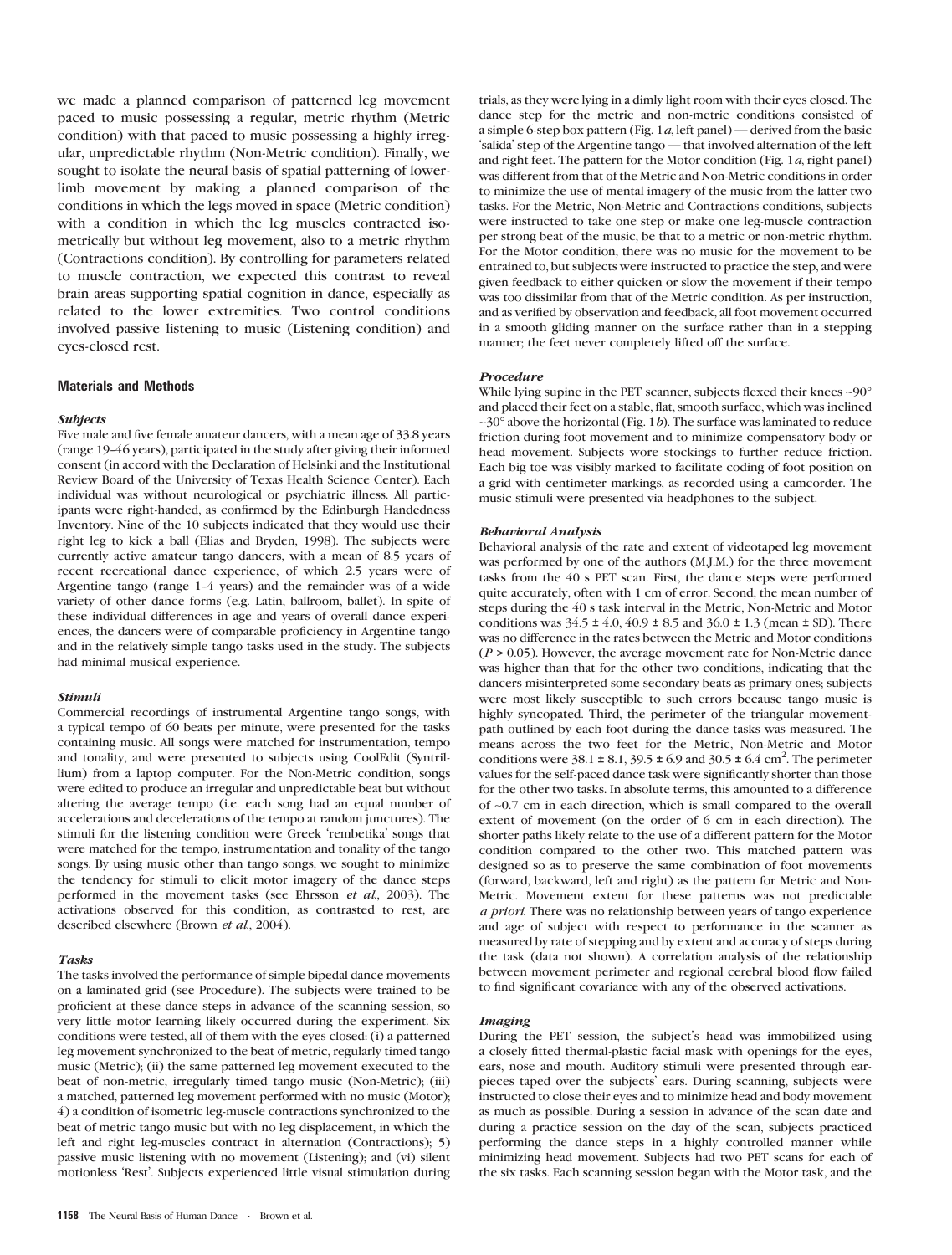we made a planned comparison of patterned leg movement paced to music possessing a regular, metric rhythm (Metric condition) with that paced to music possessing a highly irregular, unpredictable rhythm (Non-Metric condition). Finally, we sought to isolate the neural basis of spatial patterning of lower-limb movement by making a planned comparison of the conditions in which the legs moved in space (Metric condition) with a condition in which the leg muscles contracted isometrically but without leg movement, also to a metric rhythm (Contractions condition). By controlling for parameters related to muscle contraction, we expected this contrast to reveal brain areas supporting spatial cognition in dance, especially as related to the lower extremities. Two control conditions involved passive listening to music (Listening condition) and eyes-closed rest.

## Materials and Methods

### *Subjects*

Five male and five female amateur dancers, with a mean age of 33.8 years (range 19–46 years), participated in the study after giving their informed consent (in accord with the Declaration of Helsinki and the Institutional Review Board of the University of Texas Health Science Center). Each individual was without neurological or psychiatric illness. All participants were right-handed, as confirmed by the Edinburgh Handedness Inventory. Nine of the 10 subjects indicated that they would use their right leg to kick a ball (Elias and Bryden, 1998). The subjects were currently active amateur tango dancers, with a mean of 8.5 years of recent recreational dance experience, of which 2.5 years were of Argentine tango (range 1–4 years) and the remainder was of a wide variety of other dance forms (e.g. Latin, ballroom, ballet). In spite of these individual differences in age and years of overall dance experiences, the dancers were of comparable proficiency in Argentine tango and in the relatively simple tango tasks used in the study. The subjects had minimal musical experience.

### *Stimuli*

Commercial recordings of instrumental Argentine tango songs, with a typical tempo of 60 beats per minute, were presented for the tasks containing music. All songs were matched for instrumentation, tempo and tonality, and were presented to subjects using CoolEdit (Syntrillium) from a laptop computer. For the Non-Metric condition, songs were edited to produce an irregular and unpredictable beat but without altering the average tempo (i.e. each song had an equal number of accelerations and decelerations of the tempo at random junctures). The stimuli for the listening condition were Greek 'rembetika' songs that were matched for the tempo, instrumentation and tonality of the tango songs. By using music other than tango songs, we sought to minimize the tendency for stimuli to elicit motor imagery of the dance steps performed in the movement tasks (see Ehrsson *et al.*, 2003). The activations observed for this condition, as contrasted to rest, are described elsewhere (Brown *et al.*, 2004).

### *Tasks*

The tasks involved the performance of simple bipedal dance movements on a laminated grid (see Procedure). The subjects were trained to be proficient at these dance steps in advance of the scanning session, so very little motor learning likely occurred during the experiment. Six conditions were tested, all of them with the eyes closed: (i) a patterned leg movement synchronized to the beat of metric, regularly timed tango music (Metric); (ii) the same patterned leg movement executed to the beat of non-metric, irregularly timed tango music (Non-Metric); (iii) a matched, patterned leg movement performed with no music (Motor); 4) a condition of isometric leg-muscle contractions synchronized to the beat of metric tango music but with no leg displacement, in which the left and right leg-muscles contract in alternation (Contractions); 5) passive music listening with no movement (Listening); and (vi) silent motionless 'Rest'. Subjects experienced little visual stimulation during trials, as they were lying in a dimly light room with their eyes closed. The dance step for the metric and non-metric conditions consisted of a simple 6-step box pattern (Fig. 1*a*, left panel) — derived from the basic 'salida' step of the Argentine tango — that involved alternation of the left and right feet. The pattern for the Motor condition (Fig. 1*a*, right panel) was different from that of the Metric and Non-Metric conditions in order to minimize the use of mental imagery of the music from the latter two tasks. For the Metric, Non-Metric and Contractions conditions, subjects were instructed to take one step or make one leg-muscle contraction per strong beat of the music, be that to a metric or non-metric rhythm. For the Motor condition, there was no music for the movement to be entrained to, but subjects were instructed to practice the step, and were given feedback to either quicken or slow the movement if their tempo was too dissimilar from that of the Metric condition. As per instruction, and as verified by observation and feedback, all foot movement occurred in a smooth gliding manner on the surface rather than in a stepping manner; the feet never completely lifted off the surface.

### *Procedure*

While lying supine in the PET scanner, subjects flexed their knees ~90° and placed their feet on a stable, flat, smooth surface, which was inclined ~30° above the horizontal (Fig. 1*b*). The surface was laminated to reduce friction during foot movement and to minimize compensatory body or head movement. Subjects wore stockings to further reduce friction. Each big toe was visibly marked to facilitate coding of foot position on a grid with centimeter markings, as recorded using a camcorder. The music stimuli were presented via headphones to the subject.

### *Behavioral Analysis*

Behavioral analysis of the rate and extent of videotaped leg movement was performed by one of the authors (M.J.M.) for the three movement tasks from the 40 s PET scan. First, the dance steps were performed quite accurately, often with 1 cm of error. Second, the mean number of steps during the 40 s task interval in the Metric, Non-Metric and Motor conditions was 34.5 ± 4.0, 40.9 ± 8.5 and 36.0 ± 1.3 (mean ± SD). There was no difference in the rates between the Metric and Motor conditions ($P > 0.05$). However, the average movement rate for Non-Metric dance was higher than that for the other two conditions, indicating that the dancers misinterpreted some secondary beats as primary ones; subjects were most likely susceptible to such errors because tango music is highly syncopated. Third, the perimeter of the triangular movement-path outlined by each foot during the dance tasks was measured. The means across the two feet for the Metric, Non-Metric and Motor conditions were 38.1 ± 8.1, 39.5 ± 6.9 and 30.5 ± 6.4 cm$^2$. The perimeter values for the self-paced dance task were significantly shorter than those for the other two tasks. In absolute terms, this amounted to a difference of ~0.7 cm in each direction, which is small compared to the overall extent of movement (on the order of 6 cm in each direction). The shorter paths likely relate to the use of a different pattern for the Motor condition compared to the other two. This matched pattern was designed so as to preserve the same combination of foot movements (forward, backward, left and right) as the pattern for Metric and Non-Metric. Movement extent for these patterns was not predictable *a priori*. There was no relationship between years of tango experience and age of subject with respect to performance in the scanner as measured by rate of stepping and by extent and accuracy of steps during the task (data not shown). A correlation analysis of the relationship between movement perimeter and regional cerebral blood flow failed to find significant covariance with any of the observed activations.

### *Imaging*

During the PET session, the subject's head was immobilized using a closely fitted thermal-plastic facial mask with openings for the eyes, ears, nose and mouth. Auditory stimuli were presented through earpieces taped over the subjects' ears. During scanning, subjects were instructed to close their eyes and to minimize head and body movement as much as possible. During a session in advance of the scan date and during a practice session on the day of the scan, subjects practiced performing the dance steps in a highly controlled manner while minimizing head movement. Subjects had two PET scans for each of the six tasks. Each scanning session began with the Motor task, and the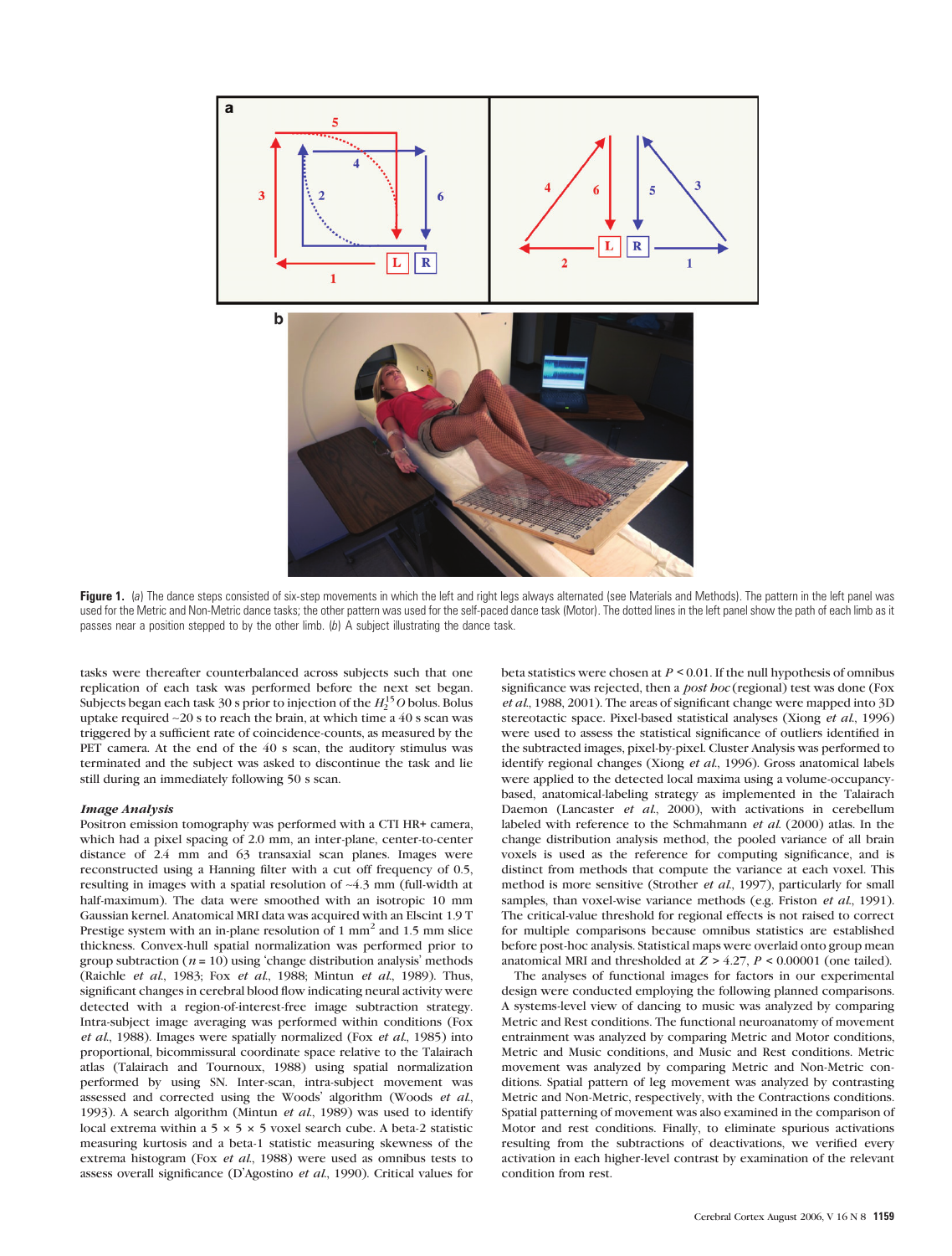**Figure 1.** (*a*) The dance steps consisted of six-step movements in which the left and right legs always alternated (see Materials and Methods). The pattern in the left panel was used for the Metric and Non-Metric dance tasks; the other pattern was used for the self-paced dance task (Motor). The dotted lines in the left panel show the path of each limb as it passes near a position stepped to by the other limb. (*b*) A subject illustrating the dance task.

tasks were thereafter counterbalanced across subjects such that one replication of each task was performed before the next set began. Subjects began each task 30 s prior to injection of the $H_2^{15}O$ bolus. Bolus uptake required ~20 s to reach the brain, at which time a 40 s scan was triggered by a sufficient rate of coincidence-counts, as measured by the PET camera. At the end of the 40 s scan, the auditory stimulus was terminated and the subject was asked to discontinue the task and lie still during an immediately following 50 s scan.

### *Image Analysis*

Positron emission tomography was performed with a CTI HR+ camera, which had a pixel spacing of 2.0 mm, an inter-plane, center-to-center distance of 2.4 mm and 63 transaxial scan planes. Images were reconstructed using a Hanning filter with a cut off frequency of 0.5, resulting in images with a spatial resolution of ~4.3 mm (full-width at half-maximum). The data were smoothed with an isotropic 10 mm Gaussian kernel. Anatomical MRI data was acquired with an Elscint 1.9 T Prestige system with an in-plane resolution of 1 mm$^2$ and 1.5 mm slice thickness. Convex-hull spatial normalization was performed prior to group subtraction ($n$ = 10) using 'change distribution analysis' methods (Raichle *et al.*, 1983; Fox *et al.*, 1988; Mintun *et al.*, 1989). Thus, significant changes in cerebral blood flow indicating neural activity were detected with a region-of-interest-free image subtraction strategy. Intra-subject image averaging was performed within conditions (Fox *et al.*, 1988). Images were spatially normalized (Fox *et al.*, 1985) into proportional, bicommissural coordinate space relative to the Talairach atlas (Talairach and Tournoux, 1988) using spatial normalization performed by using SN. Inter-scan, intra-subject movement was assessed and corrected using the Woods' algorithm (Woods *et al.*, 1993). A search algorithm (Mintun *et al.*, 1989) was used to identify local extrema within a 5 × 5 × 5 voxel search cube. A beta-2 statistic measuring kurtosis and a beta-1 statistic measuring skewness of the extrema histogram (Fox *et al.*, 1988) were used as omnibus tests to assess overall significance (D'Agostino *et al.*, 1990). Critical values for beta statistics were chosen at $P$ < 0.01. If the null hypothesis of omnibus significance was rejected, then a *post hoc* (regional) test was done (Fox *et al.*, 1988, 2001). The areas of significant change were mapped into 3D stereotactic space. Pixel-based statistical analyses (Xiong *et al.*, 1996) were used to assess the statistical significance of outliers identified in the subtracted images, pixel-by-pixel. Cluster Analysis was performed to identify regional changes (Xiong *et al.*, 1996). Gross anatomical labels were applied to the detected local maxima using a volume-occupancy-based, anatomical-labeling strategy as implemented in the Talairach Daemon (Lancaster *et al.*, 2000), with activations in cerebellum labeled with reference to the Schmahmann *et al.* (2000) atlas. In the change distribution analysis method, the pooled variance of all brain voxels is used as the reference for computing significance, and is distinct from methods that compute the variance at each voxel. This method is more sensitive (Strother *et al.*, 1997), particularly for small samples, than voxel-wise variance methods (e.g. Friston *et al.*, 1991). The critical-value threshold for regional effects is not raised to correct for multiple comparisons because omnibus statistics are established before post-hoc analysis. Statistical maps were overlaid onto group mean anatomical MRI and thresholded at $Z$ > 4.27, $P$ < 0.00001 (one tailed).

The analyses of functional images for factors in our experimental design were conducted employing the following planned comparisons. A systems-level view of dancing to music was analyzed by comparing Metric and Rest conditions. The functional neuroanatomy of movement entrainment was analyzed by comparing Metric and Motor conditions, Metric and Music conditions, and Music and Rest conditions. Metric movement was analyzed by comparing Metric and Non-Metric conditions. Spatial pattern of leg movement was analyzed by contrasting Metric and Non-Metric, respectively, with the Contractions conditions. Spatial patterning of movement was also examined in the comparison of Motor and rest conditions. Finally, to eliminate spurious activations resulting from the subtractions of deactivations, we verified every activation in each higher-level contrast by examination of the relevant condition from rest.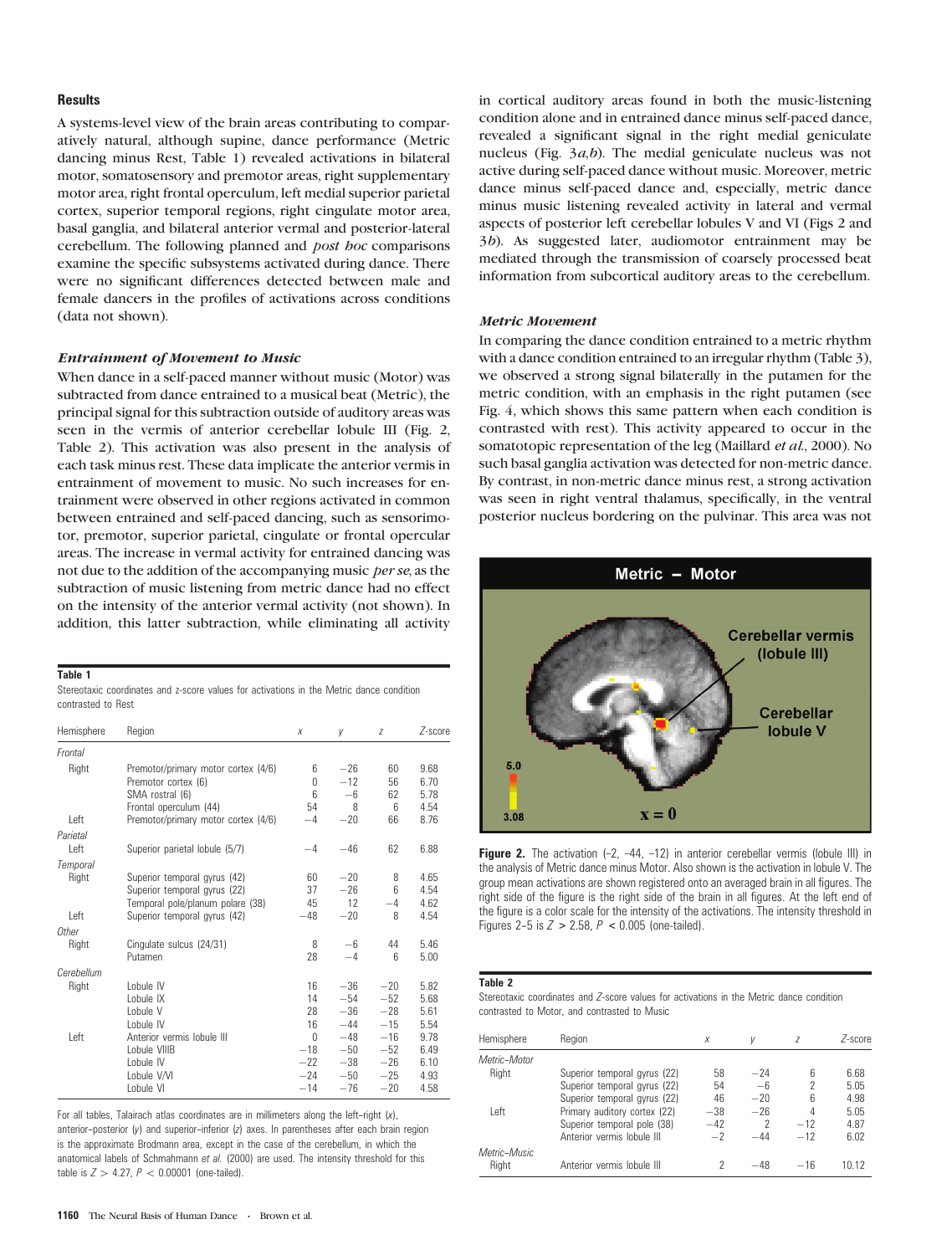## Results

A systems-level view of the brain areas contributing to comparatively natural, although supine, dance performance (Metric dancing minus Rest, Table 1) revealed activations in bilateral motor, somatosensory and premotor areas, right supplementary motor area, right frontal operculum, left medial superior parietal cortex, superior temporal regions, right cingulate motor area, basal ganglia, and bilateral anterior vermal and posterior-lateral cerebellum. The following planned and *post hoc* comparisons examine the specific subsystems activated during dance. There were no significant differences detected between male and female dancers in the profiles of activations across conditions (data not shown).

### *Entrainment of Movement to Music*

When dance in a self-paced manner without music (Motor) was subtracted from dance entrained to a musical beat (Metric), the principal signal for this subtraction outside of auditory areas was seen in the vermis of anterior cerebellar lobule III (Fig. 2, Table 2). This activation was also present in the analysis of each task minus rest. These data implicate the anterior vermis in entrainment of movement to music. No such increases for entrainment were observed in other regions activated in common between entrained and self-paced dancing, such as sensorimotor, premotor, superior parietal, cingulate or frontal opercular areas. The increase in vermal activity for entrained dancing was not due to the addition of the accompanying music *per se*, as the subtraction of music listening from metric dance had no effect on the intensity of the anterior vermal activity (not shown). In addition, this latter subtraction, while eliminating all activity in cortical auditory areas found in both the music-listening condition alone and in entrained dance minus self-paced dance, revealed a significant signal in the right medial geniculate nucleus (Fig. 3*a,b*). The medial geniculate nucleus was not active during self-paced dance without music. Moreover, metric dance minus self-paced dance and, especially, metric dance minus music listening revealed activity in lateral and vermal aspects of posterior left cerebellar lobules V and VI (Figs 2 and 3*b*). As suggested later, audiomotor entrainment may be mediated through the transmission of coarsely processed beat information from subcortical auditory areas to the cerebellum.

**Table 1**

Stereotaxic coordinates and z-score values for activations in the Metric dance condition contrasted to Rest

| Hemisphere | Region | $x$ | $y$ | $z$ | $Z$-score |
|---|---|---|---|---|---|
| *Frontal* | | | | | |
| Right | Premotor/primary motor cortex (4/6) | 6 | −26 | 60 | 9.68 |
| | Premotor cortex (6) | 0 | −12 | 56 | 6.70 |
| | SMA rostral (6) | 6 | −6 | 62 | 5.78 |
| | Frontal operculum (44) | 54 | 8 | 6 | 4.54 |
| Left | Premotor/primary motor cortex (4/6) | −4 | −20 | 66 | 8.76 |
| *Parietal* | | | | | |
| Left | Superior parietal lobule (5/7) | −4 | −46 | 62 | 6.88 |
| *Temporal* | | | | | |
| Right | Superior temporal gyrus (42) | 60 | −20 | 8 | 4.65 |
| | Superior temporal gyrus (22) | 37 | −26 | 6 | 4.54 |
| | Temporal pole/planum polare (38) | 45 | 12 | −4 | 4.62 |
| Left | Superior temporal gyrus (42) | −48 | −20 | 8 | 4.54 |
| *Other* | | | | | |
| Right | Cingulate sulcus (24/31) | 8 | −6 | 44 | 5.46 |
| | Putamen | 28 | −4 | 6 | 5.00 |
| *Cerebellum* | | | | | |
| Right | Lobule IV | 16 | −36 | −20 | 5.82 |
| | Lobule IX | 14 | −54 | −52 | 5.68 |
| | Lobule V | 28 | −36 | −28 | 5.61 |
| | Lobule IV | 16 | −44 | −15 | 5.54 |
| Left | Anterior vermis lobule III | 0 | −48 | −16 | 9.78 |
| | Lobule VIIIB | −18 | −50 | −52 | 6.49 |
| | Lobule IV | −22 | −38 | −26 | 6.10 |
| | Lobule V/VI | −24 | −50 | −25 | 4.93 |
| | Lobule VI | −14 | −76 | −20 | 4.58 |

For all tables, Talairach atlas coordinates are in millimeters along the left–right ($x$), anterior–posterior ($y$) and superior–inferior ($z$) axes. In parentheses after each brain region is the approximate Brodmann area, except in the case of the cerebellum, in which the anatomical labels of Schmahmann *et al.* (2000) are used. The intensity threshold for this table is $Z > 4.27$, $P < 0.00001$ (one-tailed).

### *Metric Movement*

In comparing the dance condition entrained to a metric rhythm with a dance condition entrained to an irregular rhythm (Table 3), we observed a strong signal bilaterally in the putamen for the metric condition, with an emphasis in the right putamen (see Fig. 4, which shows this same pattern when each condition is contrasted with rest). This activity appeared to occur in the somatotopic representation of the leg (Maillard *et al.*, 2000). No such basal ganglia activation was detected for non-metric dance. By contrast, in non-metric dance minus rest, a strong activation was seen in right ventral thalamus, specifically, in the ventral posterior nucleus bordering on the pulvinar. This area was not

Metric − Motor

Cerebellar vermis (lobule III)

Cerebellar lobule V

5.0

3.08

x = 0

**Figure 2.** The activation (−2, −44, −12) in anterior cerebellar vermis (lobule III) in the analysis of Metric dance minus Motor. Also shown is the activation in lobule V. The group mean activations are shown registered onto an averaged brain in all figures. The right side of the figure is the right side of the brain in all figures. At the left end of the figure is a color scale for the intensity of the activations. The intensity threshold in Figures 2–5 is $Z > 2.58$, $P < 0.005$ (one-tailed).

**Table 2**

Stereotaxic coordinates and Z-score values for activations in the Metric dance condition contrasted to Motor, and contrasted to Music

| Hemisphere | Region | $x$ | $y$ | $z$ | $Z$-score |
|---|---|---|---|---|---|
| *Metric–Motor* | | | | | |
| Right | Superior temporal gyrus (22) | 58 | −24 | 6 | 6.68 |
| | Superior temporal gyrus (22) | 54 | −6 | 2 | 5.05 |
| | Superior temporal gyrus (22) | 46 | −20 | 6 | 4.98 |
| Left | Primary auditory cortex (22) | −38 | −26 | 4 | 5.05 |
| | Superior temporal pole (38) | −42 | 2 | −12 | 4.87 |
| | Anterior vermis lobule III | −2 | −44 | −12 | 6.02 |
| *Metric–Music* | | | | | |
| Right | Anterior vermis lobule III | 2 | −48 | −16 | 10.12 |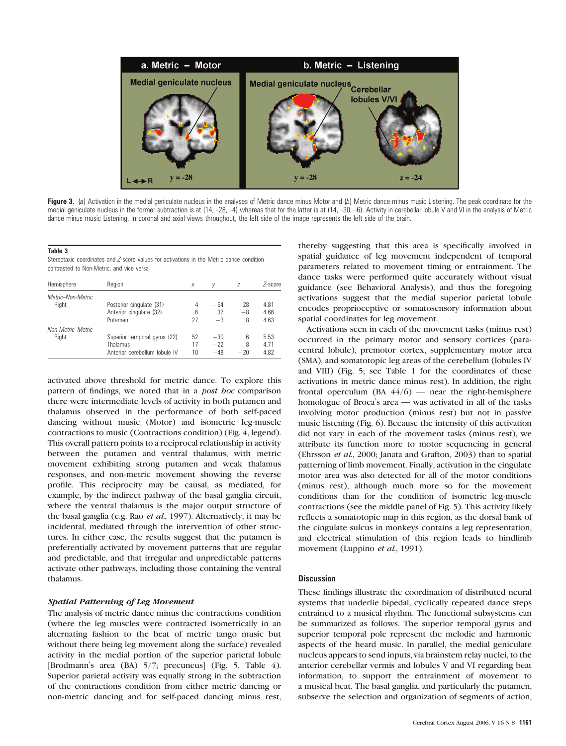a. Metric – Motor

Medial geniculate nucleus

L↔R

y = -28

b. Metric – Listening

Medial geniculate nucleus

Cerebellar lobules V/VI

y = -28

z = -24

**Figure 3.** (*a*) Activation in the medial geniculate nucleus in the analyses of Metric dance minus Motor and (*b*) Metric dance minus music Listening. The peak coordinate for the medial geniculate nucleus in the former subtraction is at (14, −28, −4) whereas that for the latter is at (14, −30, −6). Activity in cerebellar lobule V and VI in the analysis of Metric dance minus music Listening. In coronal and axial views throughout, the left side of the image represents the left side of the brain.

**Table 3**

Stereotaxic coordinates and *Z*-score values for activations in the Metric dance condition contrasted to Non-Metric, and vice versa

| Hemisphere | Region | *x* | *y* | *z* | *Z*-score |
|---|---|---|---|---|---|
| *Metric–Non-Metric* | | | | | |
| Right | Posterior cingulate (31) | 4 | −64 | 28 | 4.81 |
| | Anterior cingulate (32) | 6 | 32 | −8 | 4.66 |
| | Putamen | 27 | −3 | 8 | 4.63 |
| *Non-Metric–Metric* | | | | | |
| Right | Superior temporal gyrus (22) | 52 | −30 | 6 | 5.53 |
| | Thalamus | 17 | −22 | 8 | 4.71 |
| | Anterior cerebellum lobule IV | 10 | −48 | −20 | 4.82 |

activated above threshold for metric dance. To explore this pattern of findings, we noted that in a *post hoc* comparison there were intermediate levels of activity in both putamen and thalamus observed in the performance of both self-paced dancing without music (Motor) and isometric leg-muscle contractions to music (Contractions condition) (Fig. 4, legend). This overall pattern points to a reciprocal relationship in activity between the putamen and ventral thalamus, with metric movement exhibiting strong putamen and weak thalamus responses, and non-metric movement showing the reverse profile. This reciprocity may be causal, as mediated, for example, by the indirect pathway of the basal ganglia circuit, where the ventral thalamus is the major output structure of the basal ganglia (e.g. Rao *et al.*, 1997). Alternatively, it may be incidental, mediated through the intervention of other structures. In either case, the results suggest that the putamen is preferentially activated by movement patterns that are regular and predictable, and that irregular and unpredictable patterns activate other pathways, including those containing the ventral thalamus.

### *Spatial Patterning of Leg Movement*

The analysis of metric dance minus the contractions condition (where the leg muscles were contracted isometrically in an alternating fashion to the beat of metric tango music but without there being leg movement along the surface) revealed activity in the medial portion of the superior parietal lobule [Brodmann's area (BA) 5/7; precuneus] (Fig. 5, Table 4). Superior parietal activity was equally strong in the subtraction of the contractions condition from either metric dancing or non-metric dancing and for self-paced dancing minus rest, thereby suggesting that this area is specifically involved in spatial guidance of leg movement independent of temporal parameters related to movement timing or entrainment. The dance tasks were performed quite accurately without visual guidance (see Behavioral Analysis), and thus the foregoing activations suggest that the medial superior parietal lobule encodes proprioceptive or somatosensory information about spatial coordinates for leg movement.

Activations seen in each of the movement tasks (minus rest) occurred in the primary motor and sensory cortices (paracentral lobule), premotor cortex, supplementary motor area (SMA), and somatotopic leg areas of the cerebellum (lobules IV and VIII) (Fig. 5; see Table 1 for the coordinates of these activations in metric dance minus rest). In addition, the right frontal operculum (BA 44/6) — near the right-hemisphere homologue of Broca's area — was activated in all of the tasks involving motor production (minus rest) but not in passive music listening (Fig. 6). Because the intensity of this activation did not vary in each of the movement tasks (minus rest), we attribute its function more to motor sequencing in general (Ehrsson *et al.*, 2000; Janata and Grafton, 2003) than to spatial patterning of limb movement. Finally, activation in the cingulate motor area was also detected for all of the motor conditions (minus rest), although much more so for the movement conditions than for the condition of isometric leg-muscle contractions (see the middle panel of Fig. 5). This activity likely reflects a somatotopic map in this region, as the dorsal bank of the cingulate sulcus in monkeys contains a leg representation, and electrical stimulation of this region leads to hindlimb movement (Luppino *et al.*, 1991).

## Discussion

These findings illustrate the coordination of distributed neural systems that underlie bipedal, cyclically repeated dance steps entrained to a musical rhythm. The functional subsystems can be summarized as follows. The superior temporal gyrus and superior temporal pole represent the melodic and harmonic aspects of the heard music. In parallel, the medial geniculate nucleus appears to send inputs, via brainstem relay nuclei, to the anterior cerebellar vermis and lobules V and VI regarding beat information, to support the entrainment of movement to a musical beat. The basal ganglia, and particularly the putamen, subserve the selection and organization of segments of action,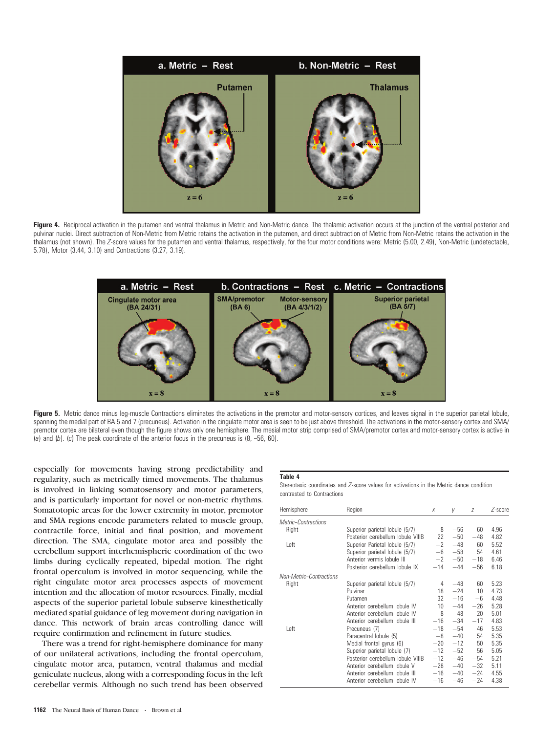a. Metric – Rest

Putamen

z = 6

b. Non-Metric – Rest

Thalamus

z = 6

**Figure 4.** Reciprocal activation in the putamen and ventral thalamus in Metric and Non-Metric dance. The thalamic activation occurs at the junction of the ventral posterior and pulvinar nuclei. Direct subtraction of Non-Metric from Metric retains the activation in the putamen, and direct subtraction of Metric from Non-Metric retains the activation in the thalamus (not shown). The Z-score values for the putamen and ventral thalamus, respectively, for the four motor conditions were: Metric (5.00, 2.49), Non-Metric (undetectable, 5.78), Motor (3.44, 3.10) and Contractions (3.27, 3.19).

a. Metric – Rest

Cingulate motor area (BA 24/31)

x = 8

b. Contractions – Rest

SMA/premotor (BA 6)

Motor-sensory (BA 4/3/1/2)

x = 8

c. Metric – Contractions

Superior parietal (BA 5/7)

x = 8

**Figure 5.** Metric dance minus leg-muscle Contractions eliminates the activations in the premotor and motor-sensory cortices, and leaves signal in the superior parietal lobule, spanning the medial part of BA 5 and 7 (precuneus). Activation in the cingulate motor area is seen to be just above threshold. The activations in the motor-sensory cortex and SMA/premotor cortex are bilateral even though the figure shows only one hemisphere. The mesial motor strip comprised of SMA/premotor cortex and motor-sensory cortex is active in (*a*) and (*b*). (*c*) The peak coordinate of the anterior focus in the precuneus is (8, –56, 60).

especially for movements having strong predictability and regularity, such as metrically timed movements. The thalamus is involved in linking somatosensory and motor parameters, and is particularly important for novel or non-metric rhythms. Somatotopic areas for the lower extremity in motor, premotor and SMA regions encode parameters related to muscle group, contractile force, initial and final position, and movement direction. The SMA, cingulate motor area and possibly the cerebellum support interhemispheric coordination of the two limbs during cyclically repeated, bipedal motion. The right frontal operculum is involved in motor sequencing, while the right cingulate motor area processes aspects of movement intention and the allocation of motor resources. Finally, medial aspects of the superior parietal lobule subserve kinesthetically mediated spatial guidance of leg movement during navigation in dance. This network of brain areas controlling dance will require confirmation and refinement in future studies.

There was a trend for right-hemisphere dominance for many of our unilateral activations, including the frontal operculum, cingulate motor area, putamen, ventral thalamus and medial geniculate nucleus, along with a corresponding focus in the left cerebellar vermis. Although no such trend has been observed

**Table 4**
Stereotaxic coordinates and Z-score values for activations in the Metric dance condition contrasted to Contractions

| Hemisphere | Region | *x* | *y* | *z* | Z-score |
|---|---|---|---|---|---|
| *Metric–Contractions* | | | | | |
| Right | Superior parietal lobule (5/7) | 8 | −56 | 60 | 4.96 |
| | Posterior cerebellum lobule VIIIB | 22 | −50 | −48 | 4.82 |
| Left | Superior Parietal lobule (5/7) | −2 | −48 | 60 | 5.52 |
| | Superior parietal lobule (5/7) | −6 | −58 | 54 | 4.61 |
| | Anterior vermis lobule III | −2 | −50 | −18 | 6.46 |
| | Posterior cerebellum lobule IX | −14 | −44 | −56 | 6.18 |
| *Non-Metric–Contractions* | | | | | |
| Right | Superior parietal lobule (5/7) | 4 | −48 | 60 | 5.23 |
| | Pulvinar | 18 | −24 | 10 | 4.73 |
| | Putamen | 32 | −16 | −6 | 4.48 |
| | Anterior cerebellum lobule IV | 10 | −44 | −26 | 5.28 |
| | Anterior cerebellum lobule IV | 8 | −48 | −20 | 5.01 |
| | Anterior cerebellum lobule III | −16 | −34 | −17 | 4.83 |
| Left | Precuneus (7) | −18 | −54 | 46 | 5.53 |
| | Paracentral lobule (5) | −8 | −40 | 54 | 5.35 |
| | Medial frontal gyrus (6) | −20 | −12 | 50 | 5.35 |
| | Superior parietal lobule (7) | −12 | −52 | 56 | 5.05 |
| | Posterior cerebellum lobule VIIIB | −12 | −46 | −54 | 5.21 |
| | Anterior cerebellum lobule V | −28 | −40 | −32 | 5.11 |
| | Anterior cerebellum lobule III | −16 | −40 | −24 | 4.55 |
| | Anterior cerebellum lobule IV | −16 | −46 | −24 | 4.38 |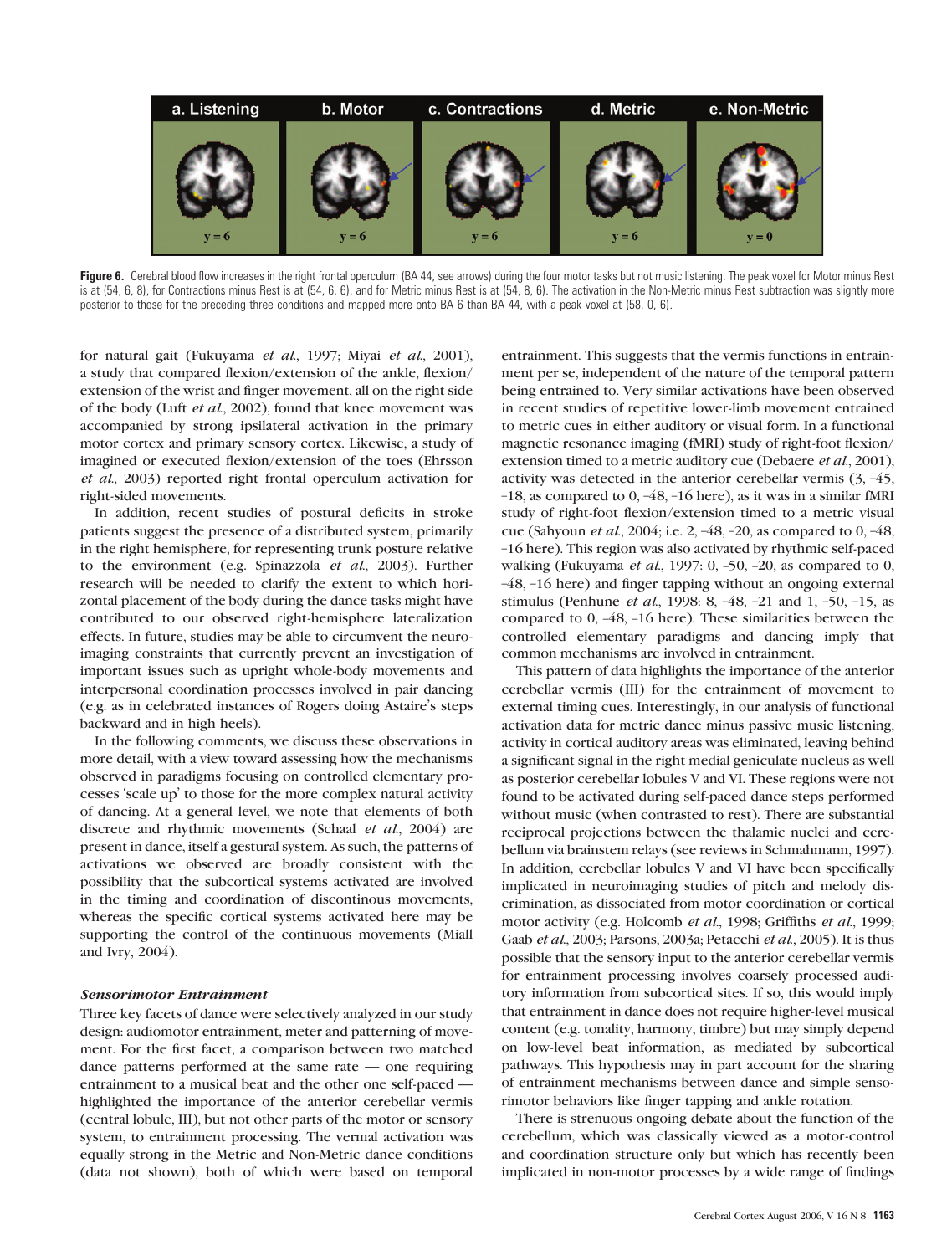a. Listening

b. Motor

c. Contractions

d. Metric

e. Non-Metric

y = 6

y = 6

y = 6

y = 6

y = 0

**Figure 6.** Cerebral blood flow increases in the right frontal operculum (BA 44, see arrows) during the four motor tasks but not music listening. The peak voxel for Motor minus Rest is at (54, 6, 8), for Contractions minus Rest is at (54, 6, 6), and for Metric minus Rest is at (54, 8, 6). The activation in the Non-Metric minus Rest subtraction was slightly more posterior to those for the preceding three conditions and mapped more onto BA 6 than BA 44, with a peak voxel at (58, 0, 6).

for natural gait (Fukuyama *et al.*, 1997; Miyai *et al.*, 2001), a study that compared flexion/extension of the ankle, flexion/extension of the wrist and finger movement, all on the right side of the body (Luft *et al.*, 2002), found that knee movement was accompanied by strong ipsilateral activation in the primary motor cortex and primary sensory cortex. Likewise, a study of imagined or executed flexion/extension of the toes (Ehrsson *et al.*, 2003) reported right frontal operculum activation for right-sided movements.

In addition, recent studies of postural deficits in stroke patients suggest the presence of a distributed system, primarily in the right hemisphere, for representing trunk posture relative to the environment (e.g. Spinazzola *et al.*, 2003). Further research will be needed to clarify the extent to which horizontal placement of the body during the dance tasks might have contributed to our observed right-hemisphere lateralization effects. In future, studies may be able to circumvent the neuroimaging constraints that currently prevent an investigation of important issues such as upright whole-body movements and interpersonal coordination processes involved in pair dancing (e.g. as in celebrated instances of Rogers doing Astaire's steps backward and in high heels).

In the following comments, we discuss these observations in more detail, with a view toward assessing how the mechanisms observed in paradigms focusing on controlled elementary processes 'scale up' to those for the more complex natural activity of dancing. At a general level, we note that elements of both discrete and rhythmic movements (Schaal *et al.*, 2004) are present in dance, itself a gestural system. As such, the patterns of activations we observed are broadly consistent with the possibility that the subcortical systems activated are involved in the timing and coordination of discontinous movements, whereas the specific cortical systems activated here may be supporting the control of the continuous movements (Miall and Ivry, 2004).

### *Sensorimotor Entrainment*

Three key facets of dance were selectively analyzed in our study design: audiomotor entrainment, meter and patterning of movement. For the first facet, a comparison between two matched dance patterns performed at the same rate — one requiring entrainment to a musical beat and the other one self-paced — highlighted the importance of the anterior cerebellar vermis (central lobule, III), but not other parts of the motor or sensory system, to entrainment processing. The vermal activation was equally strong in the Metric and Non-Metric dance conditions (data not shown), both of which were based on temporal entrainment. This suggests that the vermis functions in entrainment per se, independent of the nature of the temporal pattern being entrained to. Very similar activations have been observed in recent studies of repetitive lower-limb movement entrained to metric cues in either auditory or visual form. In a functional magnetic resonance imaging (fMRI) study of right-foot flexion/extension timed to a metric auditory cue (Debaere *et al.*, 2001), activity was detected in the anterior cerebellar vermis (3, −45, −18, as compared to 0, −48, −16 here), as it was in a similar fMRI study of right-foot flexion/extension timed to a metric visual cue (Sahyoun *et al.*, 2004; i.e. 2, −48, −20, as compared to 0, −48, −16 here). This region was also activated by rhythmic self-paced walking (Fukuyama *et al.*, 1997: 0, −50, −20, as compared to 0, −48, −16 here) and finger tapping without an ongoing external stimulus (Penhune *et al.*, 1998: 8, −48, −21 and 1, −50, −15, as compared to 0, −48, −16 here). These similarities between the controlled elementary paradigms and dancing imply that common mechanisms are involved in entrainment.

This pattern of data highlights the importance of the anterior cerebellar vermis (III) for the entrainment of movement to external timing cues. Interestingly, in our analysis of functional activation data for metric dance minus passive music listening, activity in cortical auditory areas was eliminated, leaving behind a significant signal in the right medial geniculate nucleus as well as posterior cerebellar lobules V and VI. These regions were not found to be activated during self-paced dance steps performed without music (when contrasted to rest). There are substantial reciprocal projections between the thalamic nuclei and cerebellum via brainstem relays (see reviews in Schmahmann, 1997). In addition, cerebellar lobules V and VI have been specifically implicated in neuroimaging studies of pitch and melody discrimination, as dissociated from motor coordination or cortical motor activity (e.g. Holcomb *et al.*, 1998; Griffiths *et al.*, 1999; Gaab *et al.*, 2003; Parsons, 2003a; Petacchi *et al.*, 2005). It is thus possible that the sensory input to the anterior cerebellar vermis for entrainment processing involves coarsely processed auditory information from subcortical sites. If so, this would imply that entrainment in dance does not require higher-level musical content (e.g. tonality, harmony, timbre) but may simply depend on low-level beat information, as mediated by subcortical pathways. This hypothesis may in part account for the sharing of entrainment mechanisms between dance and simple sensorimotor behaviors like finger tapping and ankle rotation.

There is strenuous ongoing debate about the function of the cerebellum, which was classically viewed as a motor-control and coordination structure only but which has recently been implicated in non-motor processes by a wide range of findings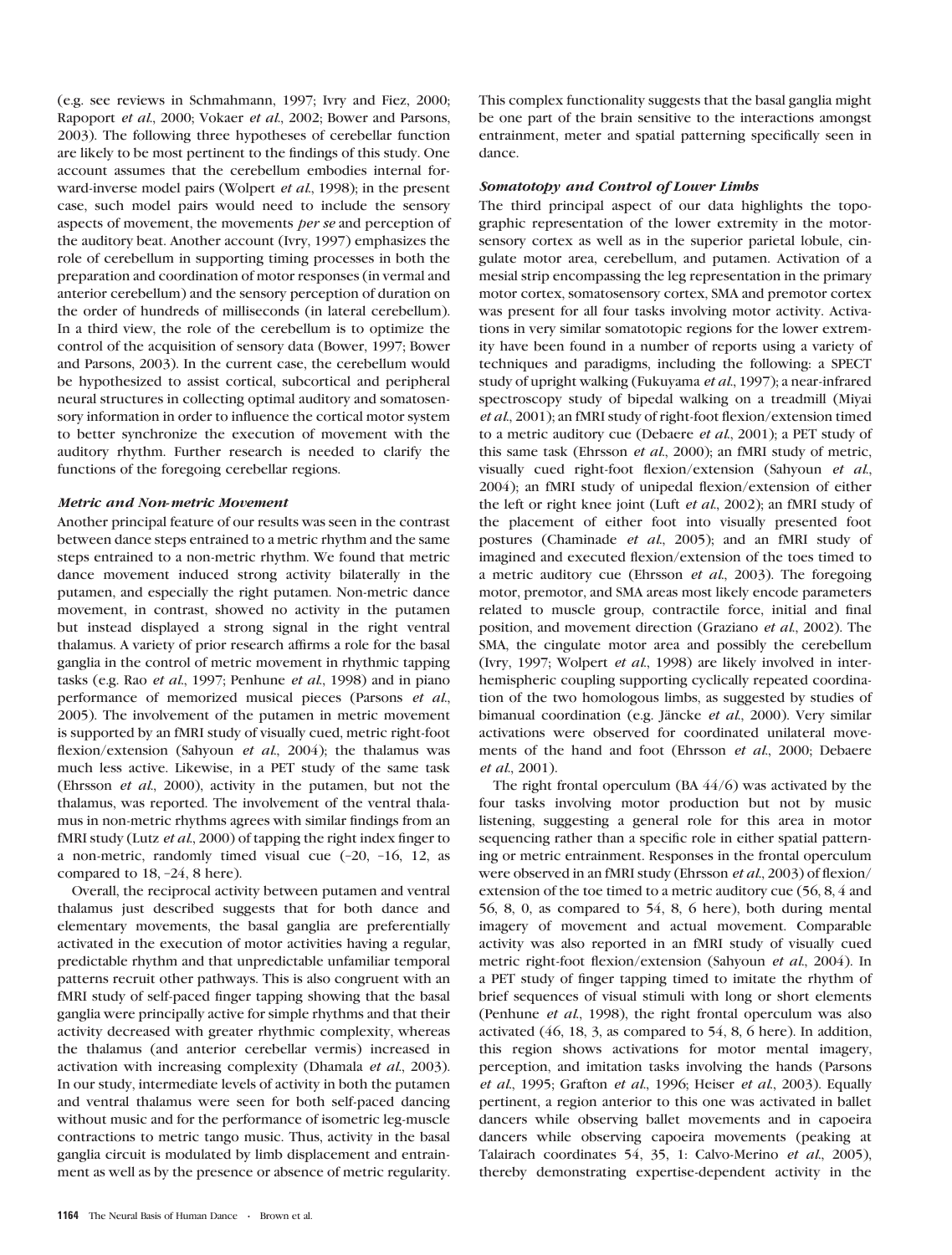(e.g. see reviews in Schmahmann, 1997; Ivry and Fiez, 2000; Rapoport *et al*., 2000; Vokaer *et al*., 2002; Bower and Parsons, 2003). The following three hypotheses of cerebellar function are likely to be most pertinent to the findings of this study. One account assumes that the cerebellum embodies internal forward-inverse model pairs (Wolpert *et al*., 1998); in the present case, such model pairs would need to include the sensory aspects of movement, the movements *per se* and perception of the auditory beat. Another account (Ivry, 1997) emphasizes the role of cerebellum in supporting timing processes in both the preparation and coordination of motor responses (in vermal and anterior cerebellum) and the sensory perception of duration on the order of hundreds of milliseconds (in lateral cerebellum). In a third view, the role of the cerebellum is to optimize the control of the acquisition of sensory data (Bower, 1997; Bower and Parsons, 2003). In the current case, the cerebellum would be hypothesized to assist cortical, subcortical and peripheral neural structures in collecting optimal auditory and somatosensory information in order to influence the cortical motor system to better synchronize the execution of movement with the auditory rhythm. Further research is needed to clarify the functions of the foregoing cerebellar regions.

### *Metric and Non-metric Movement*

Another principal feature of our results was seen in the contrast between dance steps entrained to a metric rhythm and the same steps entrained to a non-metric rhythm. We found that metric dance movement induced strong activity bilaterally in the putamen, and especially the right putamen. Non-metric dance movement, in contrast, showed no activity in the putamen but instead displayed a strong signal in the right ventral thalamus. A variety of prior research affirms a role for the basal ganglia in the control of metric movement in rhythmic tapping tasks (e.g. Rao *et al*., 1997; Penhune *et al*., 1998) and in piano performance of memorized musical pieces (Parsons *et al*., 2005). The involvement of the putamen in metric movement is supported by an fMRI study of visually cued, metric right-foot flexion/extension (Sahyoun *et al*., 2004); the thalamus was much less active. Likewise, in a PET study of the same task (Ehrsson *et al*., 2000), activity in the putamen, but not the thalamus, was reported. The involvement of the ventral thalamus in non-metric rhythms agrees with similar findings from an fMRI study (Lutz *et al*., 2000) of tapping the right index finger to a non-metric, randomly timed visual cue (–20, –16, 12, as compared to 18, –24, 8 here).

Overall, the reciprocal activity between putamen and ventral thalamus just described suggests that for both dance and elementary movements, the basal ganglia are preferentially activated in the execution of motor activities having a regular, predictable rhythm and that unpredictable unfamiliar temporal patterns recruit other pathways. This is also congruent with an fMRI study of self-paced finger tapping showing that the basal ganglia were principally active for simple rhythms and that their activity decreased with greater rhythmic complexity, whereas the thalamus (and anterior cerebellar vermis) increased in activation with increasing complexity (Dhamala *et al*., 2003). In our study, intermediate levels of activity in both the putamen and ventral thalamus were seen for both self-paced dancing without music and for the performance of isometric leg-muscle contractions to metric tango music. Thus, activity in the basal ganglia circuit is modulated by limb displacement and entrainment as well as by the presence or absence of metric regularity. This complex functionality suggests that the basal ganglia might be one part of the brain sensitive to the interactions amongst entrainment, meter and spatial patterning specifically seen in dance.

### *Somatotopy and Control of Lower Limbs*

The third principal aspect of our data highlights the topographic representation of the lower extremity in the motor-sensory cortex as well as in the superior parietal lobule, cingulate motor area, cerebellum, and putamen. Activation of a mesial strip encompassing the leg representation in the primary motor cortex, somatosensory cortex, SMA and premotor cortex was present for all four tasks involving motor activity. Activations in very similar somatotopic regions for the lower extremity have been found in a number of reports using a variety of techniques and paradigms, including the following: a SPECT study of upright walking (Fukuyama *et al*., 1997); a near-infrared spectroscopy study of bipedal walking on a treadmill (Miyai *et al*., 2001); an fMRI study of right-foot flexion/extension timed to a metric auditory cue (Debaere *et al*., 2001); a PET study of this same task (Ehrsson *et al*., 2000); an fMRI study of metric, visually cued right-foot flexion/extension (Sahyoun *et al*., 2004); an fMRI study of unipedal flexion/extension of either the left or right knee joint (Luft *et al*., 2002); an fMRI study of the placement of either foot into visually presented foot postures (Chaminade *et al*., 2005); and an fMRI study of imagined and executed flexion/extension of the toes timed to a metric auditory cue (Ehrsson *et al*., 2003). The foregoing motor, premotor, and SMA areas most likely encode parameters related to muscle group, contractile force, initial and final position, and movement direction (Graziano *et al*., 2002). The SMA, the cingulate motor area and possibly the cerebellum (Ivry, 1997; Wolpert *et al*., 1998) are likely involved in inter-hemispheric coupling supporting cyclically repeated coordination of the two homologous limbs, as suggested by studies of bimanual coordination (e.g. Jäncke *et al*., 2000). Very similar activations were observed for coordinated unilateral movements of the hand and foot (Ehrsson *et al*., 2000; Debaere *et al*., 2001).

The right frontal operculum (BA 44/6) was activated by the four tasks involving motor production but not by music listening, suggesting a general role for this area in motor sequencing rather than a specific role in either spatial patterning or metric entrainment. Responses in the frontal operculum were observed in an fMRI study (Ehrsson *et al*., 2003) of flexion/extension of the toe timed to a metric auditory cue (56, 8, 4 and 56, 8, 0, as compared to 54, 8, 6 here), both during mental imagery of movement and actual movement. Comparable activity was also reported in an fMRI study of visually cued metric right-foot flexion/extension (Sahyoun *et al*., 2004). In a PET study of finger tapping timed to imitate the rhythm of brief sequences of visual stimuli with long or short elements (Penhune *et al*., 1998), the right frontal operculum was also activated (46, 18, 3, as compared to 54, 8, 6 here). In addition, this region shows activations for motor mental imagery, perception, and imitation tasks involving the hands (Parsons *et al*., 1995; Grafton *et al*., 1996; Heiser *et al*., 2003). Equally pertinent, a region anterior to this one was activated in ballet dancers while observing ballet movements and in capoeira dancers while observing capoeira movements (peaking at Talairach coordinates 54, 35, 1: Calvo-Merino *et al*., 2005), thereby demonstrating expertise-dependent activity in the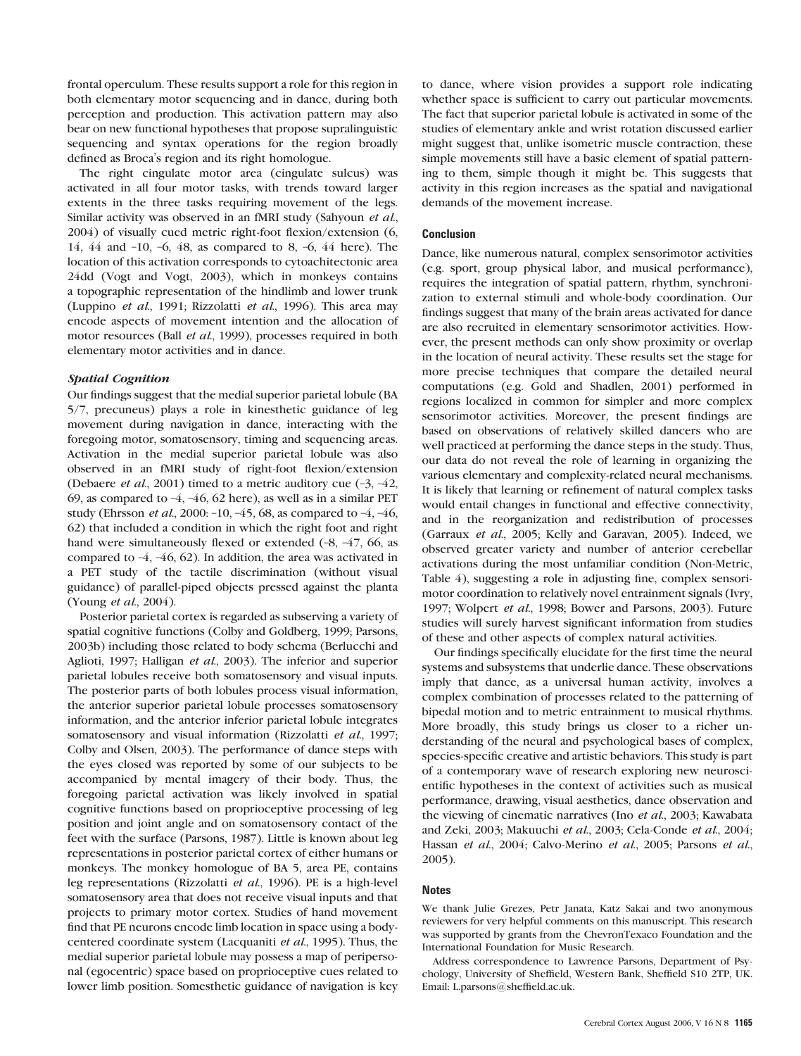frontal operculum. These results support a role for this region in both elementary motor sequencing and in dance, during both perception and production. This activation pattern may also bear on new functional hypotheses that propose supralinguistic sequencing and syntax operations for the region broadly defined as Broca's region and its right homologue.

The right cingulate motor area (cingulate sulcus) was activated in all four motor tasks, with trends toward larger extents in the three tasks requiring movement of the legs. Similar activity was observed in an fMRI study (Sahyoun *et al.*, 2004) of visually cued metric right-foot flexion/extension (6, 14, 44 and −10, −6, 48, as compared to 8, −6, 44 here). The location of this activation corresponds to cytoachitectonic area 24dd (Vogt and Vogt, 2003), which in monkeys contains a topographic representation of the hindlimb and lower trunk (Luppino *et al.*, 1991; Rizzolatti *et al.*, 1996). This area may encode aspects of movement intention and the allocation of motor resources (Ball *et al.*, 1999), processes required in both elementary motor activities and in dance.

### *Spatial Cognition*

Our findings suggest that the medial superior parietal lobule (BA 5/7, precuneus) plays a role in kinesthetic guidance of leg movement during navigation in dance, interacting with the foregoing motor, somatosensory, timing and sequencing areas. Activation in the medial superior parietal lobule was also observed in an fMRI study of right-foot flexion/extension (Debaere *et al.*, 2001) timed to a metric auditory cue (−3, −42, 69, as compared to −4, −46, 62 here), as well as in a similar PET study (Ehrsson *et al.*, 2000: −10, −45, 68, as compared to −4, −46, 62) that included a condition in which the right foot and right hand were simultaneously flexed or extended (−8, −47, 66, as compared to −4, −46, 62). In addition, the area was activated in a PET study of the tactile discrimination (without visual guidance) of parallel-piped objects pressed against the planta (Young *et al.*, 2004).

Posterior parietal cortex is regarded as subserving a variety of spatial cognitive functions (Colby and Goldberg, 1999; Parsons, 2003b) including those related to body schema (Berlucchi and Aglioti, 1997; Halligan *et al.*, 2003). The inferior and superior parietal lobules receive both somatosensory and visual inputs. The posterior parts of both lobules process visual information, the anterior superior parietal lobule processes somatosensory information, and the anterior inferior parietal lobule integrates somatosensory and visual information (Rizzolatti *et al.*, 1997; Colby and Olsen, 2003). The performance of dance steps with the eyes closed was reported by some of our subjects to be accompanied by mental imagery of their body. Thus, the foregoing parietal activation was likely involved in spatial cognitive functions based on proprioceptive processing of leg position and joint angle and on somatosensory contact of the feet with the surface (Parsons, 1987). Little is known about leg representations in posterior parietal cortex of either humans or monkeys. The monkey homologue of BA 5, area PE, contains leg representations (Rizzolatti *et al.*, 1996). PE is a high-level somatosensory area that does not receive visual inputs and that projects to primary motor cortex. Studies of hand movement find that PE neurons encode limb location in space using a body-centered coordinate system (Lacquaniti *et al.*, 1995). Thus, the medial superior parietal lobule may possess a map of peripersonal (egocentric) space based on proprioceptive cues related to lower limb position. Somesthetic guidance of navigation is key to dance, where vision provides a support role indicating whether space is sufficient to carry out particular movements. The fact that superior parietal lobule is activated in some of the studies of elementary ankle and wrist rotation discussed earlier might suggest that, unlike isometric muscle contraction, these simple movements still have a basic element of spatial patterning to them, simple though it might be. This suggests that activity in this region increases as the spatial and navigational demands of the movement increase.

## Conclusion

Dance, like numerous natural, complex sensorimotor activities (e.g. sport, group physical labor, and musical performance), requires the integration of spatial pattern, rhythm, synchronization to external stimuli and whole-body coordination. Our findings suggest that many of the brain areas activated for dance are also recruited in elementary sensorimotor activities. However, the present methods can only show proximity or overlap in the location of neural activity. These results set the stage for more precise techniques that compare the detailed neural computations (e.g. Gold and Shadlen, 2001) performed in regions localized in common for simpler and more complex sensorimotor activities. Moreover, the present findings are based on observations of relatively skilled dancers who are well practiced at performing the dance steps in the study. Thus, our data do not reveal the role of learning in organizing the various elementary and complexity-related neural mechanisms. It is likely that learning or refinement of natural complex tasks would entail changes in functional and effective connectivity, and in the reorganization and redistribution of processes (Garraux *et al.*, 2005; Kelly and Garavan, 2005). Indeed, we observed greater variety and number of anterior cerebellar activations during the most unfamiliar condition (Non-Metric, Table 4), suggesting a role in adjusting fine, complex sensorimotor coordination to relatively novel entrainment signals (Ivry, 1997; Wolpert *et al.*, 1998; Bower and Parsons, 2003). Future studies will surely harvest significant information from studies of these and other aspects of complex natural activities.

Our findings specifically elucidate for the first time the neural systems and subsystems that underlie dance. These observations imply that dance, as a universal human activity, involves a complex combination of processes related to the patterning of bipedal motion and to metric entrainment to musical rhythms. More broadly, this study brings us closer to a richer understanding of the neural and psychological bases of complex, species-specific creative and artistic behaviors. This study is part of a contemporary wave of research exploring new neuroscientific hypotheses in the context of activities such as musical performance, drawing, visual aesthetics, dance observation and the viewing of cinematic narratives (Ino *et al.*, 2003; Kawabata and Zeki, 2003; Makuuchi *et al.*, 2003; Cela-Conde *et al.*, 2004; Hassan *et al.*, 2004; Calvo-Merino *et al.*, 2005; Parsons *et al.*, 2005).

## Notes

We thank Julie Grezes, Petr Janata, Katz Sakai and two anonymous reviewers for very helpful comments on this manuscript. This research was supported by grants from the ChevronTexaco Foundation and the International Foundation for Music Research.

Address correspondence to Lawrence Parsons, Department of Psychology, University of Sheffield, Western Bank, Sheffield S10 2TP, UK. Email: L.parsons@sheffield.ac.uk.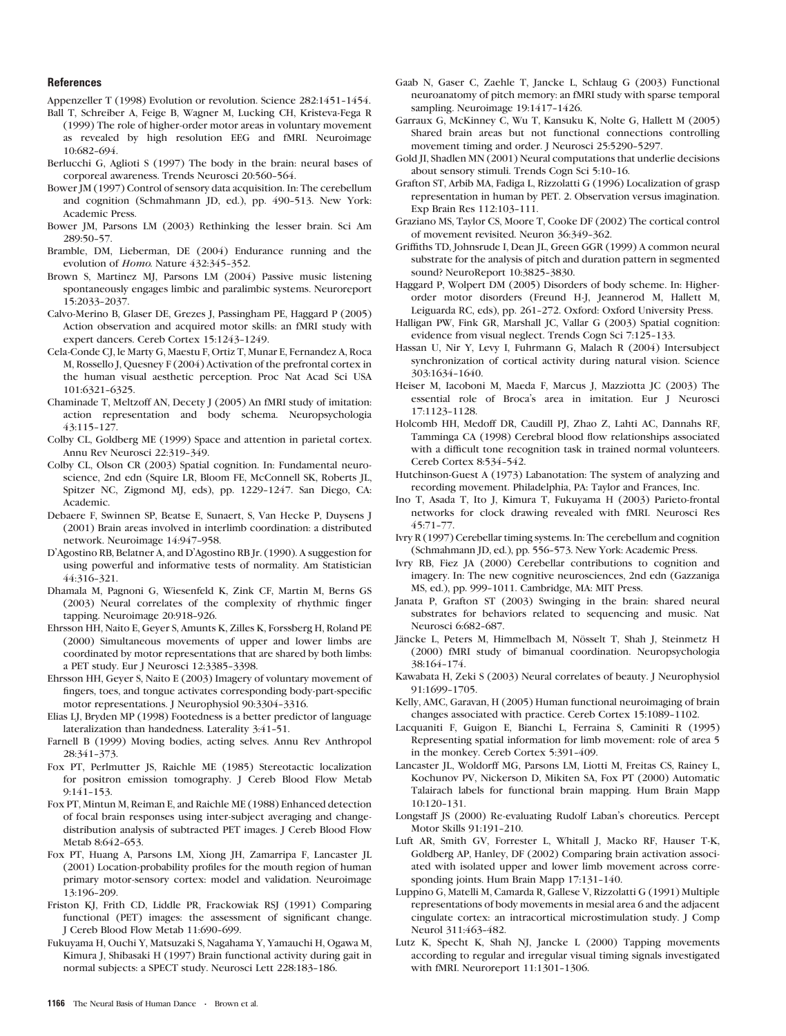### References

Appenzeller T (1998) Evolution or revolution. Science 282:1451–1454.

Ball T, Schreiber A, Feige B, Wagner M, Lucking CH, Kristeva-Fega R (1999) The role of higher-order motor areas in voluntary movement as revealed by high resolution EEG and fMRI. Neuroimage 10:682–694.

Berlucchi G, Aglioti S (1997) The body in the brain: neural bases of corporeal awareness. Trends Neurosci 20:560–564.

Bower JM (1997) Control of sensory data acquisition. In: The cerebellum and cognition (Schmahmann JD, ed.), pp. 490–513. New York: Academic Press.

Bower JM, Parsons LM (2003) Rethinking the lesser brain. Sci Am 289:50–57.

Bramble, DM, Lieberman, DE (2004) Endurance running and the evolution of *Homo*. Nature 432:345–352.

Brown S, Martinez MJ, Parsons LM (2004) Passive music listening spontaneously engages limbic and paralimbic systems. Neuroreport 15:2033–2037.

Calvo-Merino B, Glaser DE, Grezes J, Passingham PE, Haggard P (2005) Action observation and acquired motor skills: an fMRI study with expert dancers. Cereb Cortex 15:1243–1249.

Cela-Conde CJ, le Marty G, Maestu F, Ortiz T, Munar E, Fernandez A, Roca M, Rossello J, Quesney F (2004) Activation of the prefrontal cortex in the human visual aesthetic perception. Proc Nat Acad Sci USA 101:6321–6325.

Chaminade T, Meltzoff AN, Decety J (2005) An fMRI study of imitation: action representation and body schema. Neuropsychologia 43:115–127.

Colby CL, Goldberg ME (1999) Space and attention in parietal cortex. Annu Rev Neurosci 22:319–349.

Colby CL, Olson CR (2003) Spatial cognition. In: Fundamental neuroscience, 2nd edn (Squire LR, Bloom FE, McConnell SK, Roberts JL, Spitzer NC, Zigmond MJ, eds), pp. 1229–1247. San Diego, CA: Academic.

Debaere F, Swinnen SP, Beatse E, Sunaert, S, Van Hecke P, Duysens J (2001) Brain areas involved in interlimb coordination: a distributed network. Neuroimage 14:947–958.

D'Agostino RB, Belatner A, and D'Agostino RB Jr. (1990). A suggestion for using powerful and informative tests of normality. Am Statistician 44:316–321.

Dhamala M, Pagnoni G, Wiesenfeld K, Zink CF, Martin M, Berns GS (2003) Neural correlates of the complexity of rhythmic finger tapping. Neuroimage 20:918–926.

Ehrsson HH, Naito E, Geyer S, Amunts K, Zilles K, Forssberg H, Roland PE (2000) Simultaneous movements of upper and lower limbs are coordinated by motor representations that are shared by both limbs: a PET study. Eur J Neurosci 12:3385–3398.

Ehrsson HH, Geyer S, Naito E (2003) Imagery of voluntary movement of fingers, toes, and tongue activates corresponding body-part-specific motor representations. J Neurophysiol 90:3304–3316.

Elias LJ, Bryden MP (1998) Footedness is a better predictor of language lateralization than handedness. Laterality 3:41–51.

Farnell B (1999) Moving bodies, acting selves. Annu Rev Anthropol 28:341–373.

Fox PT, Perlmutter JS, Raichle ME (1985) Stereotactic localization for positron emission tomography. J Cereb Blood Flow Metab 9:141–153.

Fox PT, Mintun M, Reiman E, and Raichle ME (1988) Enhanced detection of focal brain responses using inter-subject averaging and change-distribution analysis of subtracted PET images. J Cereb Blood Flow Metab 8:642–653.

Fox PT, Huang A, Parsons LM, Xiong JH, Zamarripa F, Lancaster JL (2001) Location-probability profiles for the mouth region of human primary motor-sensory cortex: model and validation. Neuroimage 13:196–209.

Friston KJ, Frith CD, Liddle PR, Frackowiak RSJ (1991) Comparing functional (PET) images: the assessment of significant change. J Cereb Blood Flow Metab 11:690–699.

Fukuyama H, Ouchi Y, Matsuzaki S, Nagahama Y, Yamauchi H, Ogawa M, Kimura J, Shibasaki H (1997) Brain functional activity during gait in normal subjects: a SPECT study. Neurosci Lett 228:183–186.

Gaab N, Gaser C, Zaehle T, Jancke L, Schlaug G (2003) Functional neuroanatomy of pitch memory: an fMRI study with sparse temporal sampling. Neuroimage 19:1417–1426.

Garraux G, McKinney C, Wu T, Kansuku K, Nolte G, Hallett M (2005) Shared brain areas but not functional connections controlling movement timing and order. J Neurosci 25:5290–5297.

Gold JI, Shadlen MN (2001) Neural computations that underlie decisions about sensory stimuli. Trends Cogn Sci 5:10–16.

Grafton ST, Arbib MA, Fadiga L, Rizzolatti G (1996) Localization of grasp representation in human by PET. 2. Observation versus imagination. Exp Brain Res 112:103–111.

Graziano MS, Taylor CS, Moore T, Cooke DF (2002) The cortical control of movement revisited. Neuron 36:349–362.

Griffiths TD, Johnsrude I, Dean JL, Green GGR (1999) A common neural substrate for the analysis of pitch and duration pattern in segmented sound? NeuroReport 10:3825–3830.

Haggard P, Wolpert DM (2005) Disorders of body scheme. In: Higher-order motor disorders (Freund H-J, Jeannerod M, Hallett M, Leiguarda RC, eds), pp. 261–272. Oxford: Oxford University Press.

Halligan PW, Fink GR, Marshall JC, Vallar G (2003) Spatial cognition: evidence from visual neglect. Trends Cogn Sci 7:125–133.

Hassan U, Nir Y, Levy I, Fuhrmann G, Malach R (2004) Intersubject synchronization of cortical activity during natural vision. Science 303:1634–1640.

Heiser M, Iacoboni M, Maeda F, Marcus J, Mazziotta JC (2003) The essential role of Broca's area in imitation. Eur J Neurosci 17:1123–1128.

Holcomb HH, Medoff DR, Caudill PJ, Zhao Z, Lahti AC, Dannahs RF, Tamminga CA (1998) Cerebral blood flow relationships associated with a difficult tone recognition task in trained normal volunteers. Cereb Cortex 8:534–542.

Hutchinson-Guest A (1973) Labanotation: The system of analyzing and recording movement. Philadelphia, PA: Taylor and Frances, Inc.

Ino T, Asada T, Ito J, Kimura T, Fukuyama H (2003) Parieto-frontal networks for clock drawing revealed with fMRI. Neurosci Res 45:71–77.

Ivry R (1997) Cerebellar timing systems. In: The cerebellum and cognition (Schmahmann JD, ed.), pp. 556–573. New York: Academic Press.

Ivry RB, Fiez JA (2000) Cerebellar contributions to cognition and imagery. In: The new cognitive neurosciences, 2nd edn (Gazzaniga MS, ed.), pp. 999–1011. Cambridge, MA: MIT Press.

Janata P, Grafton ST (2003) Swinging in the brain: shared neural substrates for behaviors related to sequencing and music. Nat Neurosci 6:682–687.

Jäncke L, Peters M, Himmelbach M, Nösselt T, Shah J, Steinmetz H (2000) fMRI study of bimanual coordination. Neuropsychologia 38:164–174.

Kawabata H, Zeki S (2003) Neural correlates of beauty. J Neurophysiol 91:1699–1705.

Kelly, AMC, Garavan, H (2005) Human functional neuroimaging of brain changes associated with practice. Cereb Cortex 15:1089–1102.

Lacquaniti F, Guigon E, Bianchi L, Ferraina S, Caminiti R (1995) Representing spatial information for limb movement: role of area 5 in the monkey. Cereb Cortex 5:391–409.

Lancaster JL, Woldorff MG, Parsons LM, Liotti M, Freitas CS, Rainey L, Kochunov PV, Nickerson D, Mikiten SA, Fox PT (2000) Automatic Talairach labels for functional brain mapping. Hum Brain Mapp 10:120–131.

Longstaff JS (2000) Re-evaluating Rudolf Laban's choreutics. Percept Motor Skills 91:191–210.

Luft AR, Smith GV, Forrester L, Whitall J, Macko RF, Hauser T-K, Goldberg AP, Hanley, DF (2002) Comparing brain activation associated with isolated upper and lower limb movement across corresponding joints. Hum Brain Mapp 17:131–140.

Luppino G, Matelli M, Camarda R, Gallese V, Rizzolatti G (1991) Multiple representations of body movements in mesial area 6 and the adjacent cingulate cortex: an intracortical microstimulation study. J Comp Neurol 311:463–482.

Lutz K, Specht K, Shah NJ, Jancke L (2000) Tapping movements according to regular and irregular visual timing signals investigated with fMRI. Neuroreport 11:1301–1306.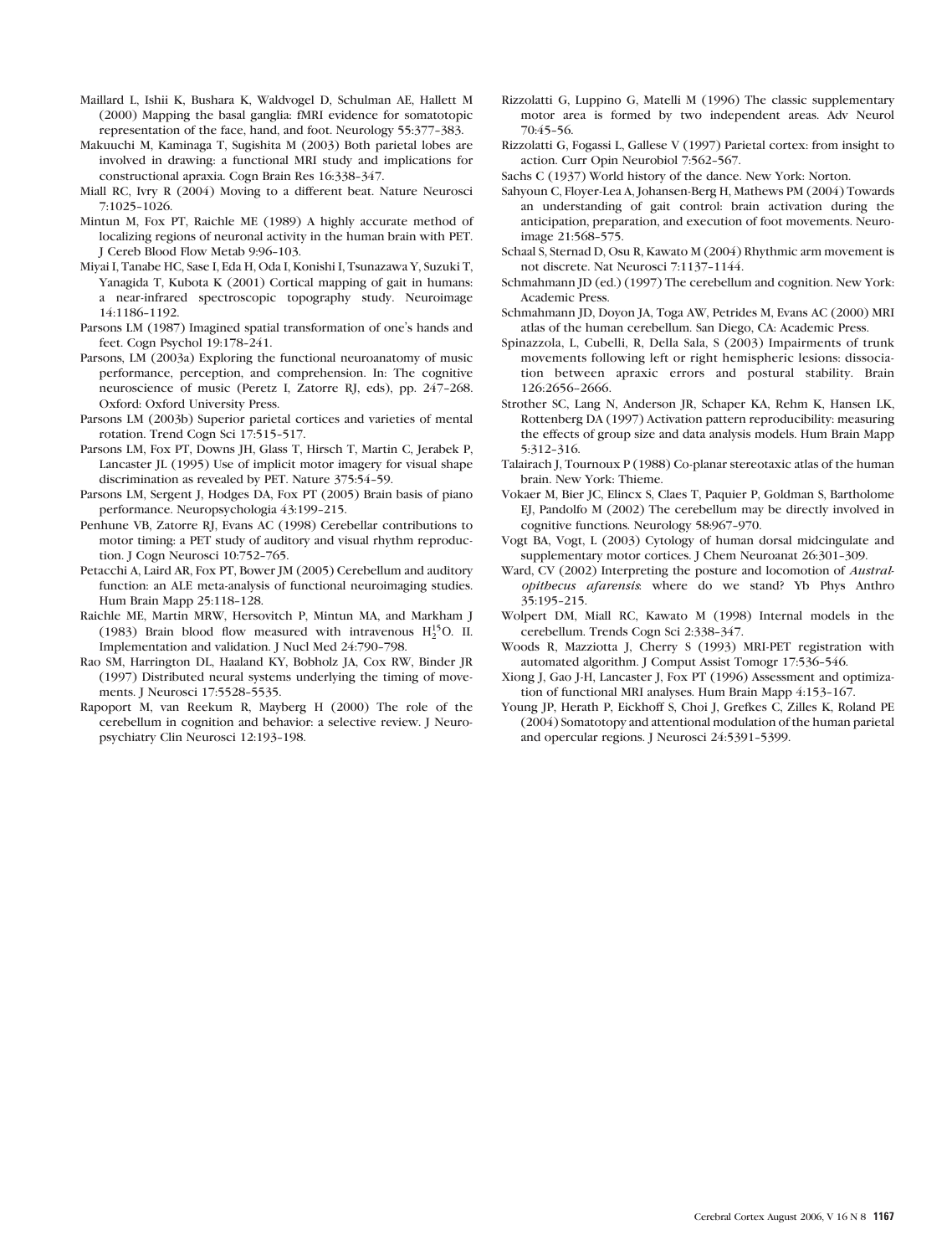Maillard L, Ishii K, Bushara K, Waldvogel D, Schulman AE, Hallett M (2000) Mapping the basal ganglia: fMRI evidence for somatotopic representation of the face, hand, and foot. Neurology 55:377–383.

Makuuchi M, Kaminaga T, Sugishita M (2003) Both parietal lobes are involved in drawing: a functional MRI study and implications for constructional apraxia. Cogn Brain Res 16:338–347.

Miall RC, Ivry R (2004) Moving to a different beat. Nature Neurosci 7:1025–1026.

Mintun M, Fox PT, Raichle ME (1989) A highly accurate method of localizing regions of neuronal activity in the human brain with PET. J Cereb Blood Flow Metab 9:96–103.

Miyai I, Tanabe HC, Sase I, Eda H, Oda I, Konishi I, Tsunazawa Y, Suzuki T, Yanagida T, Kubota K (2001) Cortical mapping of gait in humans: a near-infrared spectroscopic topography study. Neuroimage 14:1186–1192.

Parsons LM (1987) Imagined spatial transformation of one's hands and feet. Cogn Psychol 19:178–241.

Parsons, LM (2003a) Exploring the functional neuroanatomy of music performance, perception, and comprehension. In: The cognitive neuroscience of music (Peretz I, Zatorre RJ, eds), pp. 247–268. Oxford: Oxford University Press.

Parsons LM (2003b) Superior parietal cortices and varieties of mental rotation. Trend Cogn Sci 17:515–517.

Parsons LM, Fox PT, Downs JH, Glass T, Hirsch T, Martin C, Jerabek P, Lancaster JL (1995) Use of implicit motor imagery for visual shape discrimination as revealed by PET. Nature 375:54–59.

Parsons LM, Sergent J, Hodges DA, Fox PT (2005) Brain basis of piano performance. Neuropsychologia 43:199–215.

Penhune VB, Zatorre RJ, Evans AC (1998) Cerebellar contributions to motor timing: a PET study of auditory and visual rhythm reproduction. J Cogn Neurosci 10:752–765.

Petacchi A, Laird AR, Fox PT, Bower JM (2005) Cerebellum and auditory function: an ALE meta-analysis of functional neuroimaging studies. Hum Brain Mapp 25:118–128.

Raichle ME, Martin MRW, Hersovitch P, Mintun MA, and Markham J (1983) Brain blood flow measured with intravenous $H_2^{15}O$. II. Implementation and validation. J Nucl Med 24:790–798.

Rao SM, Harrington DL, Haaland KY, Bobholz JA, Cox RW, Binder JR (1997) Distributed neural systems underlying the timing of movements. J Neurosci 17:5528–5535.

Rapoport M, van Reekum R, Mayberg H (2000) The role of the cerebellum in cognition and behavior: a selective review. J Neuropsychiatry Clin Neurosci 12:193–198.

Rizzolatti G, Luppino G, Matelli M (1996) The classic supplementary motor area is formed by two independent areas. Adv Neurol 70:45–56.

Rizzolatti G, Fogassi L, Gallese V (1997) Parietal cortex: from insight to action. Curr Opin Neurobiol 7:562–567.

Sachs C (1937) World history of the dance. New York: Norton.

Sahyoun C, Floyer-Lea A, Johansen-Berg H, Mathews PM (2004) Towards an understanding of gait control: brain activation during the anticipation, preparation, and execution of foot movements. Neuroimage 21:568–575.

Schaal S, Sternad D, Osu R, Kawato M (2004) Rhythmic arm movement is not discrete. Nat Neurosci 7:1137–1144.

Schmahmann JD (ed.) (1997) The cerebellum and cognition. New York: Academic Press.

Schmahmann JD, Doyon JA, Toga AW, Petrides M, Evans AC (2000) MRI atlas of the human cerebellum. San Diego, CA: Academic Press.

Spinazzola, L, Cubelli, R, Della Sala, S (2003) Impairments of trunk movements following left or right hemispheric lesions: dissociation between apraxic errors and postural stability. Brain 126:2656–2666.

Strother SC, Lang N, Anderson JR, Schaper KA, Rehm K, Hansen LK, Rottenberg DA (1997) Activation pattern reproducibility: measuring the effects of group size and data analysis models. Hum Brain Mapp 5:312–316.

Talairach J, Tournoux P (1988) Co-planar stereotaxic atlas of the human brain. New York: Thieme.

Vokaer M, Bier JC, Elincx S, Claes T, Paquier P, Goldman S, Bartholome EJ, Pandolfo M (2002) The cerebellum may be directly involved in cognitive functions. Neurology 58:967–970.

Vogt BA, Vogt, L (2003) Cytology of human dorsal midcingulate and supplementary motor cortices. J Chem Neuroanat 26:301–309.

Ward, CV (2002) Interpreting the posture and locomotion of *Australopithecus afarensis*: where do we stand? Yb Phys Anthro 35:195–215.

Wolpert DM, Miall RC, Kawato M (1998) Internal models in the cerebellum. Trends Cogn Sci 2:338–347.

Woods R, Mazziotta J, Cherry S (1993) MRI-PET registration with automated algorithm. J Comput Assist Tomogr 17:536–546.

Xiong J, Gao J-H, Lancaster J, Fox PT (1996) Assessment and optimization of functional MRI analyses. Hum Brain Mapp 4:153–167.

Young JP, Herath P, Eickhoff S, Choi J, Grefkes C, Zilles K, Roland PE (2004) Somatotopy and attentional modulation of the human parietal and opercular regions. J Neurosci 24:5391–5399.